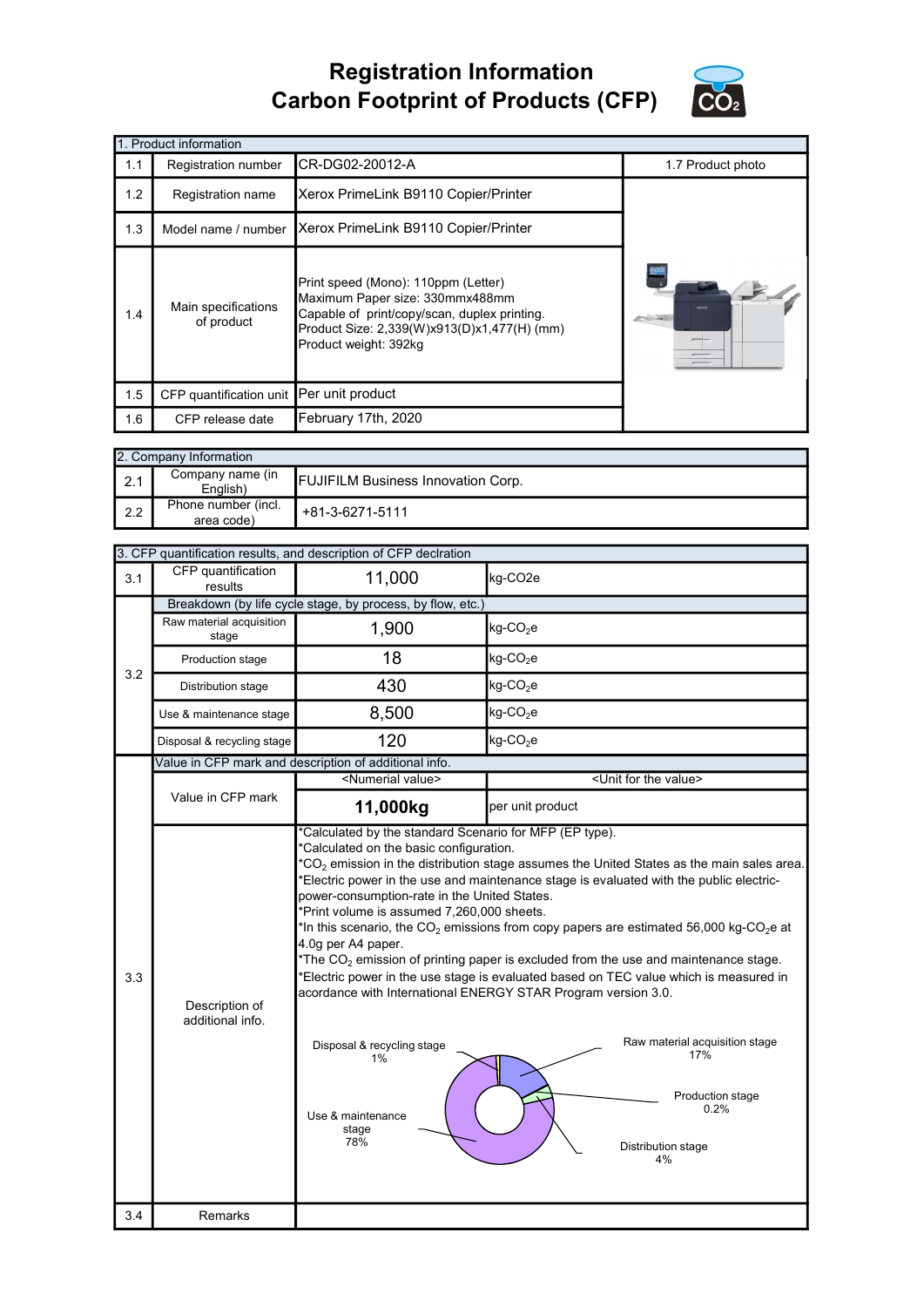# Registration Information
# Carbon Footprint of Products (CFP)

| 1. Product information | | | |
|---|---|---|---|
| 1.1 | Registration number | CR-DG02-20012-A | 1.7 Product photo |
| 1.2 | Registration name | Xerox PrimeLink B9110 Copier/Printer | |
| 1.3 | Model name / number | Xerox PrimeLink B9110 Copier/Printer | |
| 1.4 | Main specifications of product | Print speed (Mono): 110ppm (Letter)<br>Maximum Paper size: 330mmx488mm<br>Capable of print/copy/scan, duplex printing.<br>Product Size: 2,339(W)x913(D)x1,477(H) (mm)<br>Product weight: 392kg | |
| 1.5 | CFP quantification unit | Per unit product | |
| 1.6 | CFP release date | February 17th, 2020 | |

| 2. Company Information | | |
|---|---|---|
| 2.1 | Company name (in English) | FUJIFILM Business Innovation Corp. |
| 2.2 | Phone number (incl. area code) | +81-3-6271-5111 |

| 3. CFP quantification results, and description of CFP declration | | | |
|---|---|---|---|
| 3.1 | CFP quantification results | 11,000 | kg-CO2e |
| 3.2 | Breakdown (by life cycle stage, by process, by flow, etc.) | | |
| | Raw material acquisition stage | 1,900 | kg-$CO_2$e |
| | Production stage | 18 | kg-$CO_2$e |
| | Distribution stage | 430 | kg-$CO_2$e |
| | Use & maintenance stage | 8,500 | kg-$CO_2$e |
| | Disposal & recycling stage | 120 | kg-$CO_2$e |
| 3.3 | Value in CFP mark and description of additional info. | | |
| | | <Numerial value> | <Unit for the value> |
| | Value in CFP mark | **11,000kg** | per unit product |
| | Description of additional info. | *Calculated by the standard Scenario for MFP (EP type).<br>*Calculated on the basic configuration.<br>*$CO_2$ emission in the distribution stage assumes the United States as the main sales area.<br>*Electric power in the use and maintenance stage is evaluated with the public electric-power-consumption-rate in the United States.<br>*Print volume is assumed 7,260,000 sheets.<br>*In this scenario, the $CO_2$ emissions from copy papers are estimated 56,000 kg-$CO_2$e at 4.0g per A4 paper.<br>*The $CO_2$ emission of printing paper is excluded from the use and maintenance stage.<br>*Electric power in the use stage is evaluated based on TEC value which is measured in acordance with International ENERGY STAR Program version 3.0.<br><br>Raw material acquisition stage 17%<br>Production stage 0.2%<br>Distribution stage 4%<br>Use & maintenance stage 78%<br>Disposal & recycling stage 1% | |
| 3.4 | Remarks | | |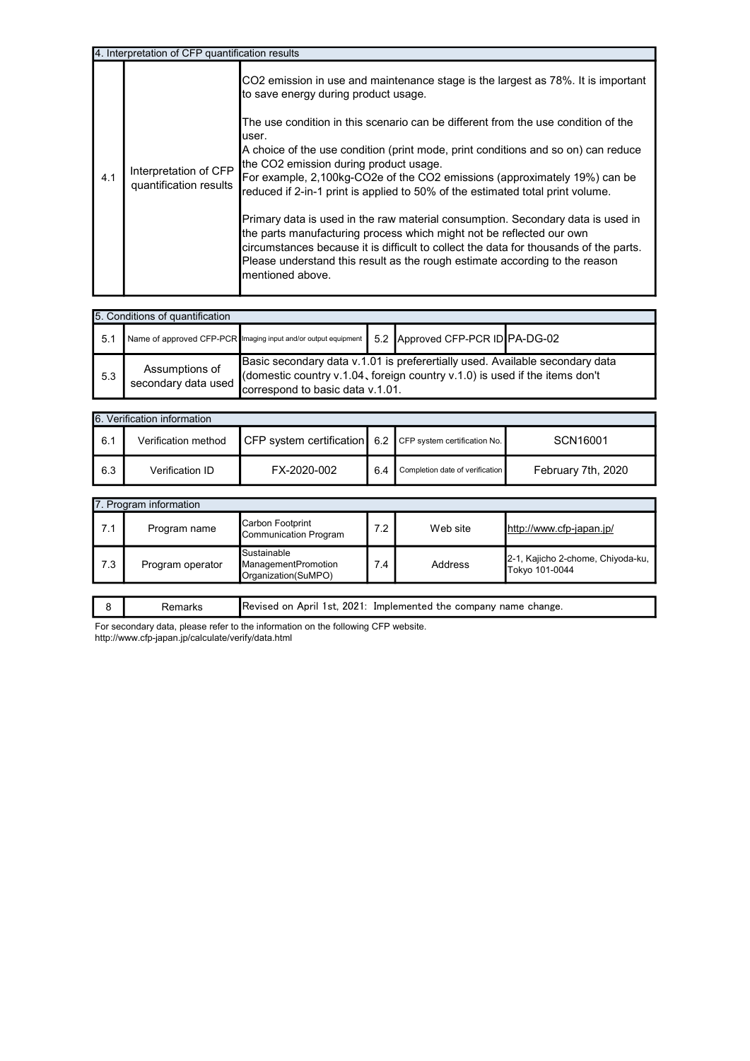| 4. Interpretation of CFP quantification results | | |
|---|---|---|
| 4.1 | Interpretation of CFP quantification results | $CO_2$ emission in use and maintenance stage is the largest as 78%. It is important to save energy during product usage.<br><br>The use condition in this scenario can be different from the use condition of the user.<br>A choice of the use condition (print mode, print conditions and so on) can reduce the $CO_2$ emission during product usage.<br>For example, 2,100kg-$CO_2$e of the $CO_2$ emissions (approximately 19%) can be reduced if 2-in-1 print is applied to 50% of the estimated total print volume.<br><br>Primary data is used in the raw material consumption. Secondary data is used in the parts manufacturing process which might not be reflected our own circumstances because it is difficult to collect the data for thousands of the parts. Please understand this result as the rough estimate according to the reason mentioned above. |

| 5. Conditions of quantification | | | | |
|---|---|---|---|---|
| 5.1 | Name of approved CFP-PCR | Imaging input and/or output equipment | 5.2 | Approved CFP-PCR ID PA-DG-02 |
| 5.3 | Assumptions of secondary data used | Basic secondary data v.1.01 is preferertially used. Available secondary data (domestic country v.1.04、foreign country v.1.0) is used if the items don't correspond to basic data v.1.01. | | |

| 6. Verification information | | | | | |
|---|---|---|---|---|---|
| 6.1 | Verification method | CFP system certification | 6.2 | CFP system certification No. | SCN16001 |
| 6.3 | Verification ID | FX-2020-002 | 6.4 | Completion date of verification | February 7th, 2020 |

| 7. Program information | | | | | |
|---|---|---|---|---|---|
| 7.1 | Program name | Carbon Footprint Communication Program | 7.2 | Web site | http://www.cfp-japan.jp/ |
| 7.3 | Program operator | Sustainable ManagementPromotion Organization(SuMPO) | 7.4 | Address | 2-1, Kajicho 2-chome, Chiyoda-ku, Tokyo 101-0044 |

| | | |
|---|---|---|
| 8 | Remarks | Revised on April 1st, 2021: Implemented the company name change. |

For secondary data, please refer to the information on the following CFP website.
http://www.cfp-japan.jp/calculate/verify/data.html